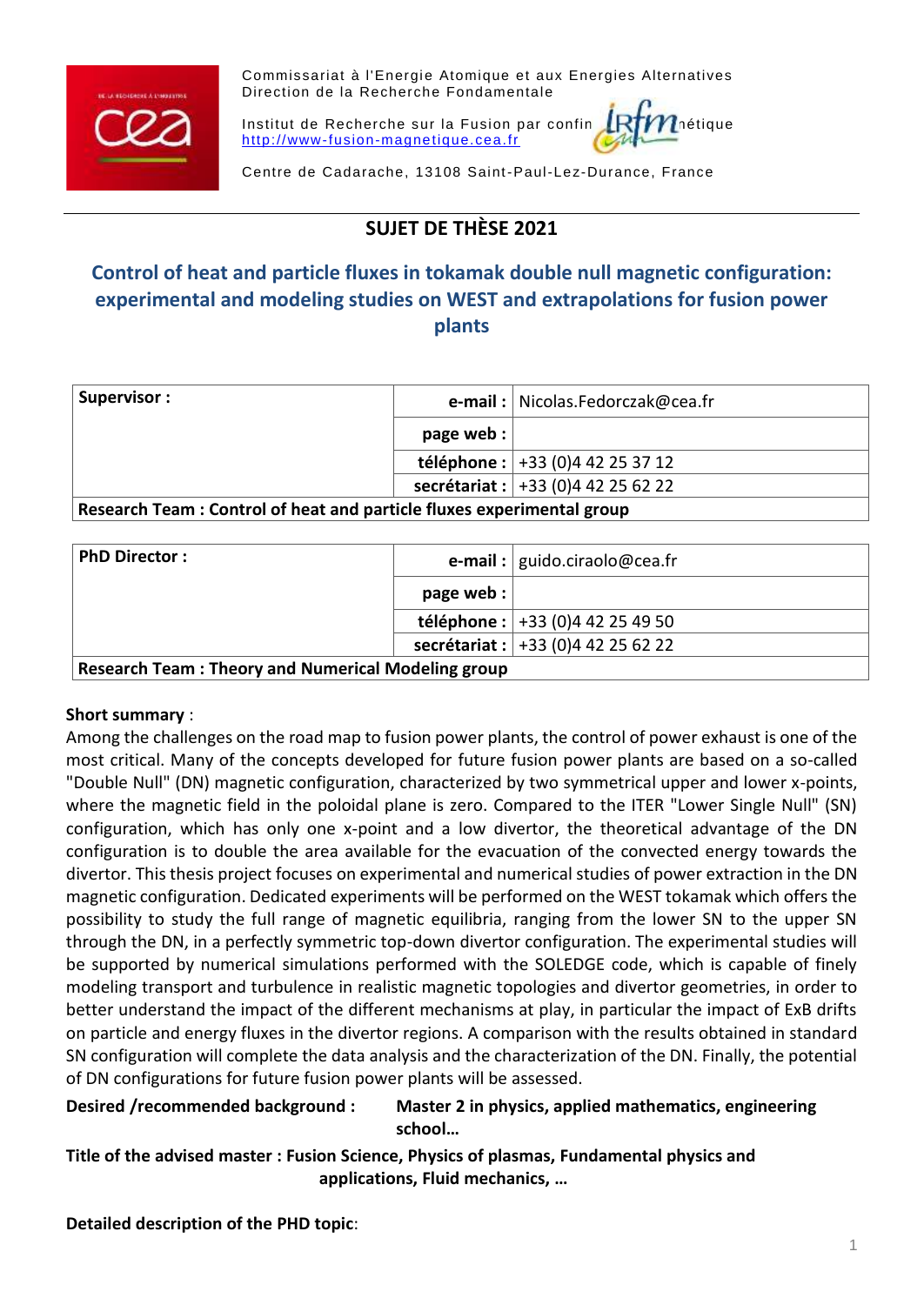Commissariat à l'Energie Atomique et aux Energies Alternatives
Direction de la Recherche Fondamentale

Institut de Recherche sur la Fusion par confinement magnétique
http://www-fusion-magnetique.cea.fr

Centre de Cadarache, 13108 Saint-Paul-Lez-Durance, France

# SUJET DE THÈSE 2021

## Control of heat and particle fluxes in tokamak double null magnetic configuration: experimental and modeling studies on WEST and extrapolations for fusion power plants

| **Supervisor :** | **e-mail :** | Nicolas.Fedorczak@cea.fr |
|---|---|---|
| | **page web :** | |
| | **téléphone :** | +33 (0)4 42 25 37 12 |
| | **secrétariat :** | +33 (0)4 42 25 62 22 |
| **Research Team : Control of heat and particle fluxes experimental group** | | |

| **PhD Director :** | **e-mail :** | guido.ciraolo@cea.fr |
|---|---|---|
| | **page web :** | |
| | **téléphone :** | +33 (0)4 42 25 49 50 |
| | **secrétariat :** | +33 (0)4 42 25 62 22 |
| **Research Team : Theory and Numerical Modeling group** | | |

**Short summary** :
Among the challenges on the road map to fusion power plants, the control of power exhaust is one of the most critical. Many of the concepts developed for future fusion power plants are based on a so-called "Double Null" (DN) magnetic configuration, characterized by two symmetrical upper and lower x-points, where the magnetic field in the poloidal plane is zero. Compared to the ITER "Lower Single Null" (SN) configuration, which has only one x-point and a low divertor, the theoretical advantage of the DN configuration is to double the area available for the evacuation of the convected energy towards the divertor. This thesis project focuses on experimental and numerical studies of power extraction in the DN magnetic configuration. Dedicated experiments will be performed on the WEST tokamak which offers the possibility to study the full range of magnetic equilibria, ranging from the lower SN to the upper SN through the DN, in a perfectly symmetric top-down divertor configuration. The experimental studies will be supported by numerical simulations performed with the SOLEDGE code, which is capable of finely modeling transport and turbulence in realistic magnetic topologies and divertor geometries, in order to better understand the impact of the different mechanisms at play, in particular the impact of ExB drifts on particle and energy fluxes in the divertor regions. A comparison with the results obtained in standard SN configuration will complete the data analysis and the characterization of the DN. Finally, the potential of DN configurations for future fusion power plants will be assessed.

**Desired /recommended background :** **Master 2 in physics, applied mathematics, engineering school…**

**Title of the advised master : Fusion Science, Physics of plasmas, Fundamental physics and applications, Fluid mechanics, …**

**Detailed description of the PHD topic**: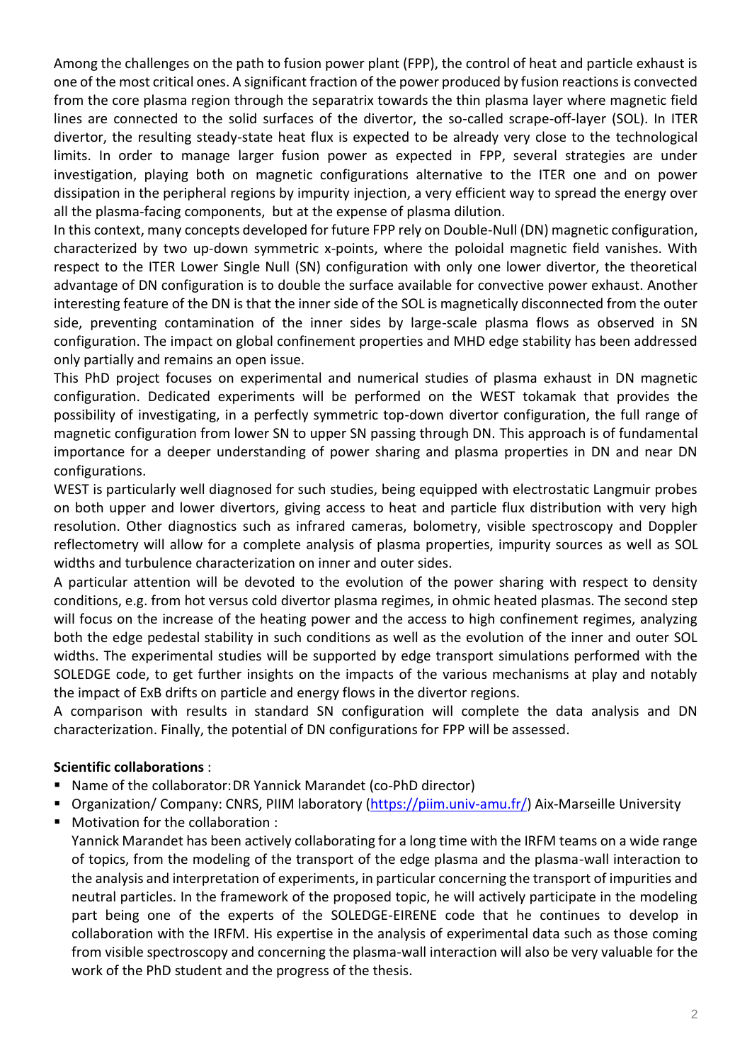Among the challenges on the path to fusion power plant (FPP), the control of heat and particle exhaust is one of the most critical ones. A significant fraction of the power produced by fusion reactions is convected from the core plasma region through the separatrix towards the thin plasma layer where magnetic field lines are connected to the solid surfaces of the divertor, the so-called scrape-off-layer (SOL). In ITER divertor, the resulting steady-state heat flux is expected to be already very close to the technological limits. In order to manage larger fusion power as expected in FPP, several strategies are under investigation, playing both on magnetic configurations alternative to the ITER one and on power dissipation in the peripheral regions by impurity injection, a very efficient way to spread the energy over all the plasma-facing components, but at the expense of plasma dilution.

In this context, many concepts developed for future FPP rely on Double-Null (DN) magnetic configuration, characterized by two up-down symmetric x-points, where the poloidal magnetic field vanishes. With respect to the ITER Lower Single Null (SN) configuration with only one lower divertor, the theoretical advantage of DN configuration is to double the surface available for convective power exhaust. Another interesting feature of the DN is that the inner side of the SOL is magnetically disconnected from the outer side, preventing contamination of the inner sides by large-scale plasma flows as observed in SN configuration. The impact on global confinement properties and MHD edge stability has been addressed only partially and remains an open issue.

This PhD project focuses on experimental and numerical studies of plasma exhaust in DN magnetic configuration. Dedicated experiments will be performed on the WEST tokamak that provides the possibility of investigating, in a perfectly symmetric top-down divertor configuration, the full range of magnetic configuration from lower SN to upper SN passing through DN. This approach is of fundamental importance for a deeper understanding of power sharing and plasma properties in DN and near DN configurations.

WEST is particularly well diagnosed for such studies, being equipped with electrostatic Langmuir probes on both upper and lower divertors, giving access to heat and particle flux distribution with very high resolution. Other diagnostics such as infrared cameras, bolometry, visible spectroscopy and Doppler reflectometry will allow for a complete analysis of plasma properties, impurity sources as well as SOL widths and turbulence characterization on inner and outer sides.

A particular attention will be devoted to the evolution of the power sharing with respect to density conditions, e.g. from hot versus cold divertor plasma regimes, in ohmic heated plasmas. The second step will focus on the increase of the heating power and the access to high confinement regimes, analyzing both the edge pedestal stability in such conditions as well as the evolution of the inner and outer SOL widths. The experimental studies will be supported by edge transport simulations performed with the SOLEDGE code, to get further insights on the impacts of the various mechanisms at play and notably the impact of ExB drifts on particle and energy flows in the divertor regions.

A comparison with results in standard SN configuration will complete the data analysis and DN characterization. Finally, the potential of DN configurations for FPP will be assessed.

**Scientific collaborations** :

- Name of the collaborator: DR Yannick Marandet (co-PhD director)
- Organization/ Company: CNRS, PIIM laboratory (https://piim.univ-amu.fr/) Aix-Marseille University
- Motivation for the collaboration :

  Yannick Marandet has been actively collaborating for a long time with the IRFM teams on a wide range of topics, from the modeling of the transport of the edge plasma and the plasma-wall interaction to the analysis and interpretation of experiments, in particular concerning the transport of impurities and neutral particles. In the framework of the proposed topic, he will actively participate in the modeling part being one of the experts of the SOLEDGE-EIRENE code that he continues to develop in collaboration with the IRFM. His expertise in the analysis of experimental data such as those coming from visible spectroscopy and concerning the plasma-wall interaction will also be very valuable for the work of the PhD student and the progress of the thesis.